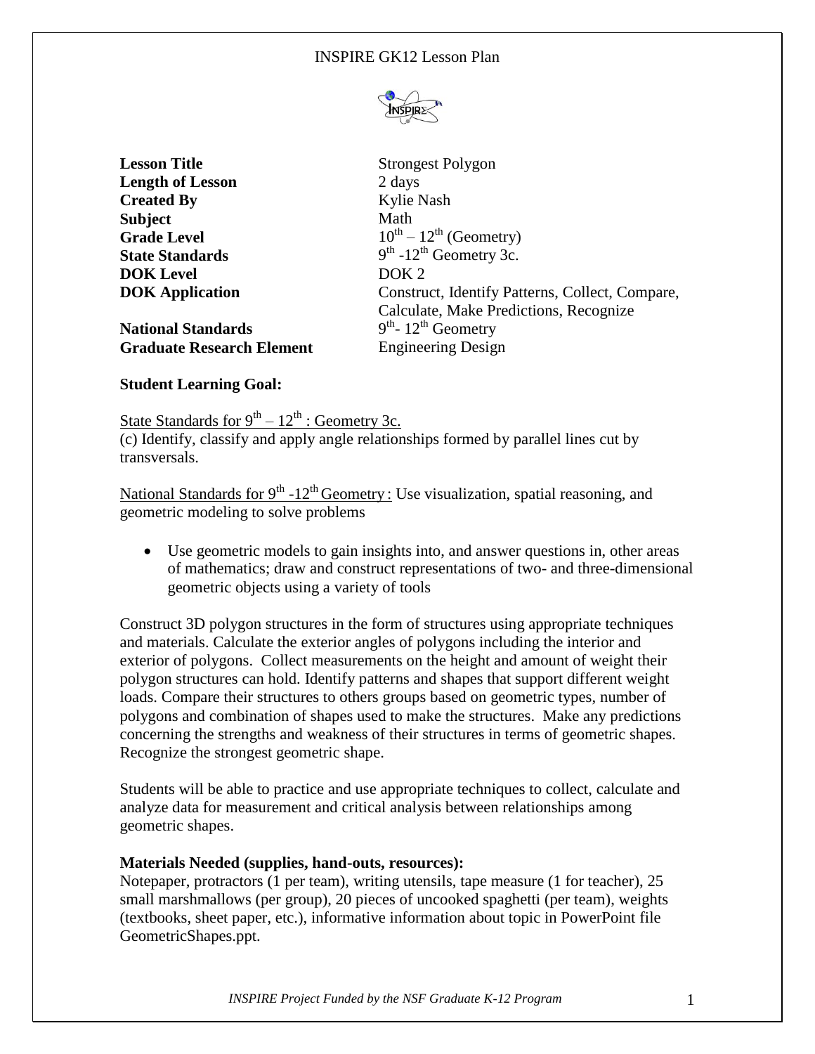INSPIRE GK12 Lesson Plan

| | |
|---|---|
| **Lesson Title** | Strongest Polygon |
| **Length of Lesson** | 2 days |
| **Created By** | Kylie Nash |
| **Subject** | Math |
| **Grade Level** | $10^{th} – 12^{th}$ (Geometry) |
| **State Standards** | $9^{th}$ -$12^{th}$ Geometry 3c. |
| **DOK Level** | DOK 2 |
| **DOK Application** | Construct, Identify Patterns, Collect, Compare, Calculate, Make Predictions, Recognize |
| **National Standards** | $9^{th}$- $12^{th}$ Geometry |
| **Graduate Research Element** | Engineering Design |

**Student Learning Goal:**

State Standards for $9^{th} – 12^{th}$ : Geometry 3c.

(c) Identify, classify and apply angle relationships formed by parallel lines cut by transversals.

National Standards for $9^{th}$ -$12^{th}$ Geometry : Use visualization, spatial reasoning, and geometric modeling to solve problems

- Use geometric models to gain insights into, and answer questions in, other areas of mathematics; draw and construct representations of two- and three-dimensional geometric objects using a variety of tools

Construct 3D polygon structures in the form of structures using appropriate techniques and materials. Calculate the exterior angles of polygons including the interior and exterior of polygons. Collect measurements on the height and amount of weight their polygon structures can hold. Identify patterns and shapes that support different weight loads. Compare their structures to others groups based on geometric types, number of polygons and combination of shapes used to make the structures. Make any predictions concerning the strengths and weakness of their structures in terms of geometric shapes. Recognize the strongest geometric shape.

Students will be able to practice and use appropriate techniques to collect, calculate and analyze data for measurement and critical analysis between relationships among geometric shapes.

**Materials Needed (supplies, hand-outs, resources):**

Notepaper, protractors (1 per team), writing utensils, tape measure (1 for teacher), 25 small marshmallows (per group), 20 pieces of uncooked spaghetti (per team), weights (textbooks, sheet paper, etc.), informative information about topic in PowerPoint file GeometricShapes.ppt.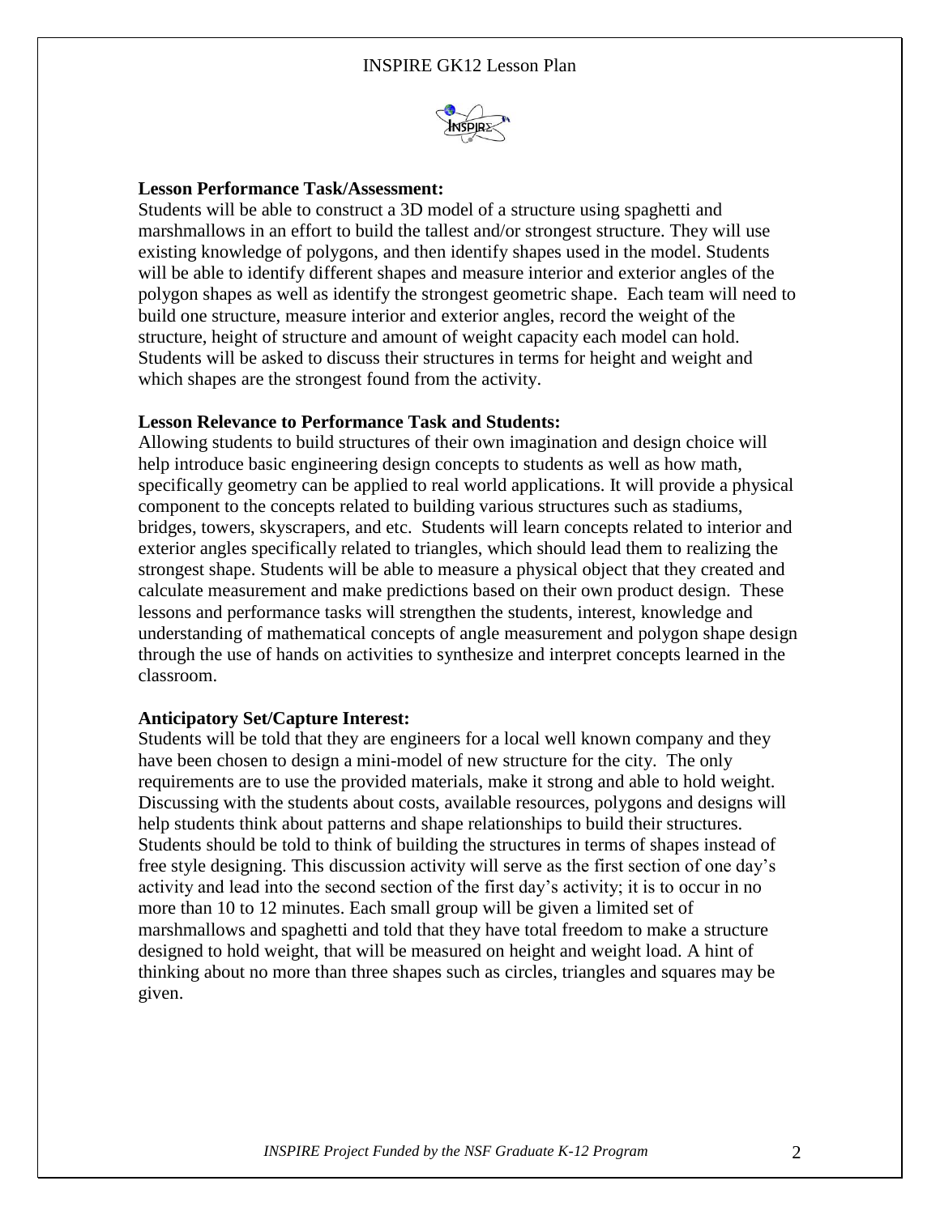**Lesson Performance Task/Assessment:**
Students will be able to construct a 3D model of a structure using spaghetti and marshmallows in an effort to build the tallest and/or strongest structure. They will use existing knowledge of polygons, and then identify shapes used in the model. Students will be able to identify different shapes and measure interior and exterior angles of the polygon shapes as well as identify the strongest geometric shape. Each team will need to build one structure, measure interior and exterior angles, record the weight of the structure, height of structure and amount of weight capacity each model can hold. Students will be asked to discuss their structures in terms for height and weight and which shapes are the strongest found from the activity.

**Lesson Relevance to Performance Task and Students:**
Allowing students to build structures of their own imagination and design choice will help introduce basic engineering design concepts to students as well as how math, specifically geometry can be applied to real world applications. It will provide a physical component to the concepts related to building various structures such as stadiums, bridges, towers, skyscrapers, and etc. Students will learn concepts related to interior and exterior angles specifically related to triangles, which should lead them to realizing the strongest shape. Students will be able to measure a physical object that they created and calculate measurement and make predictions based on their own product design. These lessons and performance tasks will strengthen the students, interest, knowledge and understanding of mathematical concepts of angle measurement and polygon shape design through the use of hands on activities to synthesize and interpret concepts learned in the classroom.

**Anticipatory Set/Capture Interest:**
Students will be told that they are engineers for a local well known company and they have been chosen to design a mini-model of new structure for the city. The only requirements are to use the provided materials, make it strong and able to hold weight. Discussing with the students about costs, available resources, polygons and designs will help students think about patterns and shape relationships to build their structures. Students should be told to think of building the structures in terms of shapes instead of free style designing. This discussion activity will serve as the first section of one day's activity and lead into the second section of the first day's activity; it is to occur in no more than 10 to 12 minutes. Each small group will be given a limited set of marshmallows and spaghetti and told that they have total freedom to make a structure designed to hold weight, that will be measured on height and weight load. A hint of thinking about no more than three shapes such as circles, triangles and squares may be given.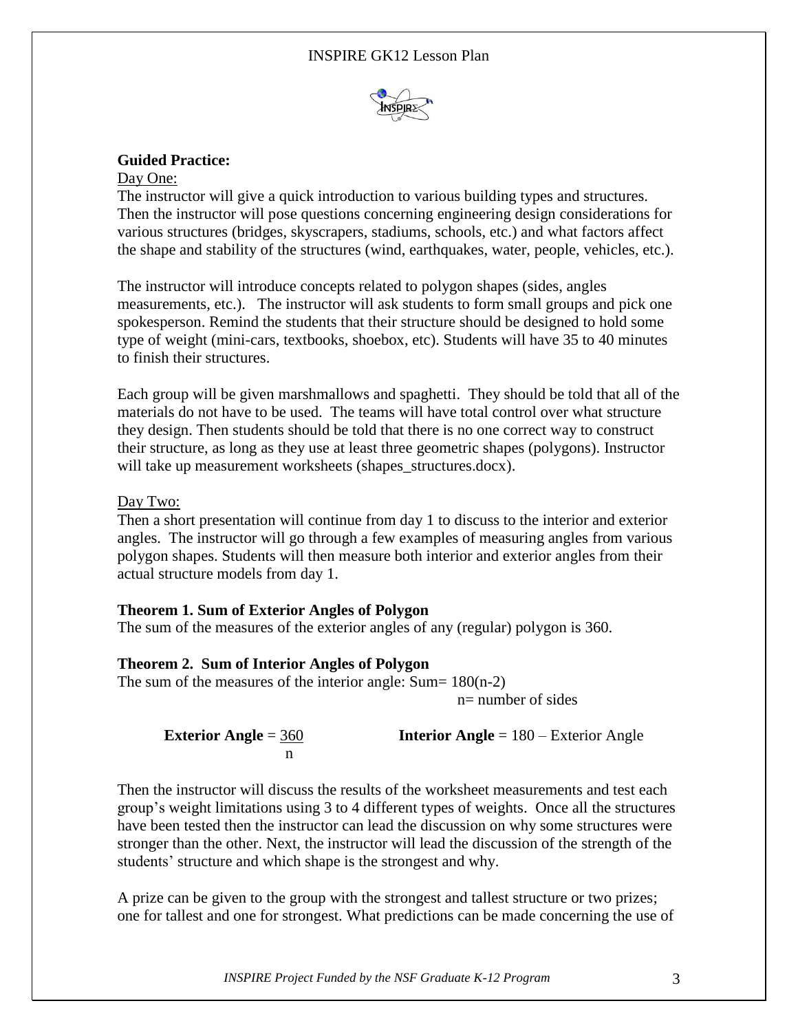**Guided Practice:**

Day One:

The instructor will give a quick introduction to various building types and structures. Then the instructor will pose questions concerning engineering design considerations for various structures (bridges, skyscrapers, stadiums, schools, etc.) and what factors affect the shape and stability of the structures (wind, earthquakes, water, people, vehicles, etc.).

The instructor will introduce concepts related to polygon shapes (sides, angles measurements, etc.). The instructor will ask students to form small groups and pick one spokesperson. Remind the students that their structure should be designed to hold some type of weight (mini-cars, textbooks, shoebox, etc). Students will have 35 to 40 minutes to finish their structures.

Each group will be given marshmallows and spaghetti. They should be told that all of the materials do not have to be used. The teams will have total control over what structure they design. Then students should be told that there is no one correct way to construct their structure, as long as they use at least three geometric shapes (polygons). Instructor will take up measurement worksheets (shapes_structures.docx).

Day Two:

Then a short presentation will continue from day 1 to discuss to the interior and exterior angles. The instructor will go through a few examples of measuring angles from various polygon shapes. Students will then measure both interior and exterior angles from their actual structure models from day 1.

**Theorem 1. Sum of Exterior Angles of Polygon**

The sum of the measures of the exterior angles of any (regular) polygon is 360.

**Theorem 2. Sum of Interior Angles of Polygon**

The sum of the measures of the interior angle: Sum= $180(n-2)$

n= number of sides

**Exterior Angle** = $\frac{360}{n}$ **Interior Angle** = 180 – Exterior Angle

Then the instructor will discuss the results of the worksheet measurements and test each group's weight limitations using 3 to 4 different types of weights. Once all the structures have been tested then the instructor can lead the discussion on why some structures were stronger than the other. Next, the instructor will lead the discussion of the strength of the students' structure and which shape is the strongest and why.

A prize can be given to the group with the strongest and tallest structure or two prizes; one for tallest and one for strongest. What predictions can be made concerning the use of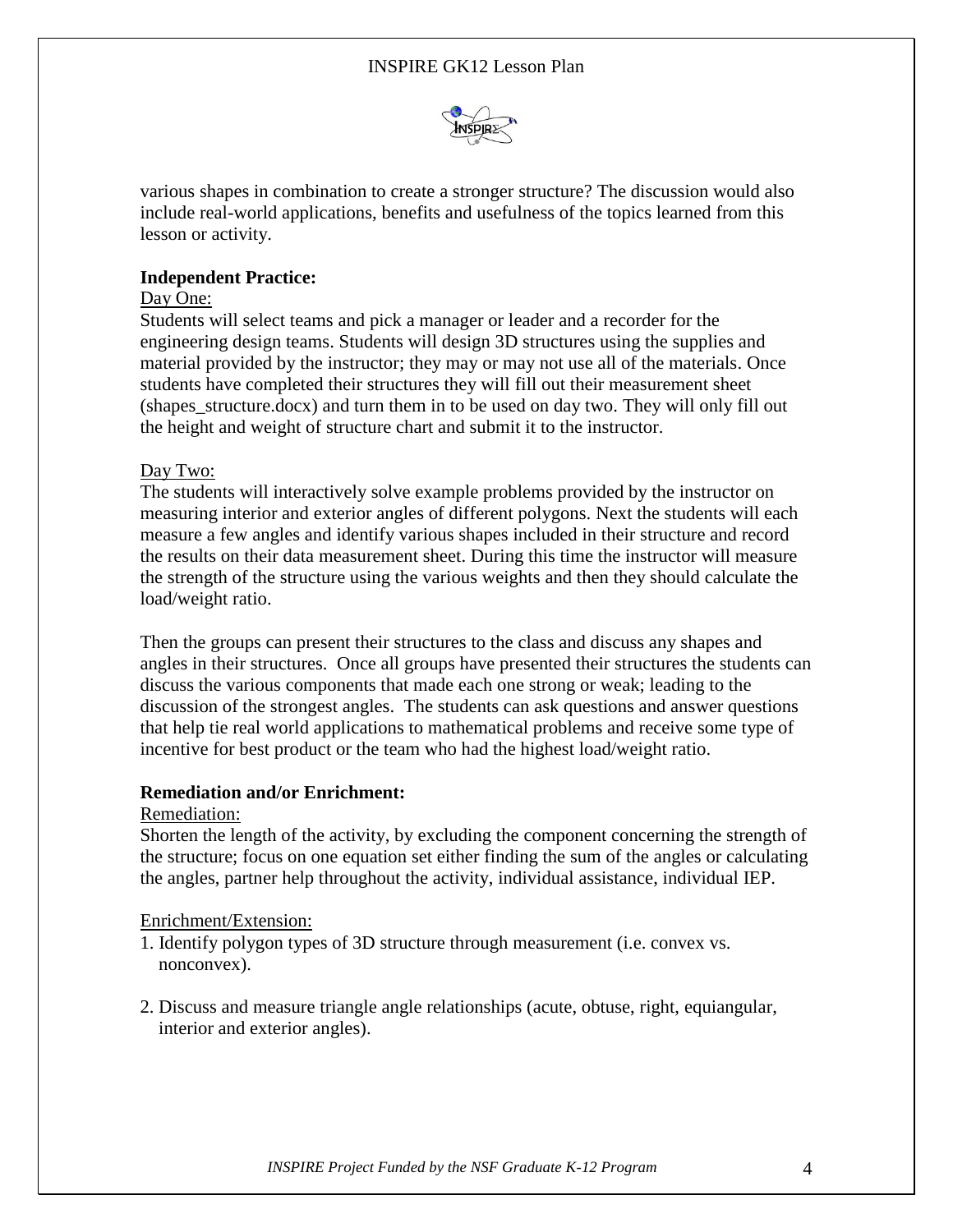various shapes in combination to create a stronger structure? The discussion would also include real-world applications, benefits and usefulness of the topics learned from this lesson or activity.

**Independent Practice:**

Day One:

Students will select teams and pick a manager or leader and a recorder for the engineering design teams. Students will design 3D structures using the supplies and material provided by the instructor; they may or may not use all of the materials. Once students have completed their structures they will fill out their measurement sheet (shapes_structure.docx) and turn them in to be used on day two. They will only fill out the height and weight of structure chart and submit it to the instructor.

Day Two:

The students will interactively solve example problems provided by the instructor on measuring interior and exterior angles of different polygons. Next the students will each measure a few angles and identify various shapes included in their structure and record the results on their data measurement sheet. During this time the instructor will measure the strength of the structure using the various weights and then they should calculate the load/weight ratio.

Then the groups can present their structures to the class and discuss any shapes and angles in their structures. Once all groups have presented their structures the students can discuss the various components that made each one strong or weak; leading to the discussion of the strongest angles. The students can ask questions and answer questions that help tie real world applications to mathematical problems and receive some type of incentive for best product or the team who had the highest load/weight ratio.

**Remediation and/or Enrichment:**

Remediation:

Shorten the length of the activity, by excluding the component concerning the strength of the structure; focus on one equation set either finding the sum of the angles or calculating the angles, partner help throughout the activity, individual assistance, individual IEP.

Enrichment/Extension:

1. Identify polygon types of 3D structure through measurement (i.e. convex vs. nonconvex).

2. Discuss and measure triangle angle relationships (acute, obtuse, right, equiangular, interior and exterior angles).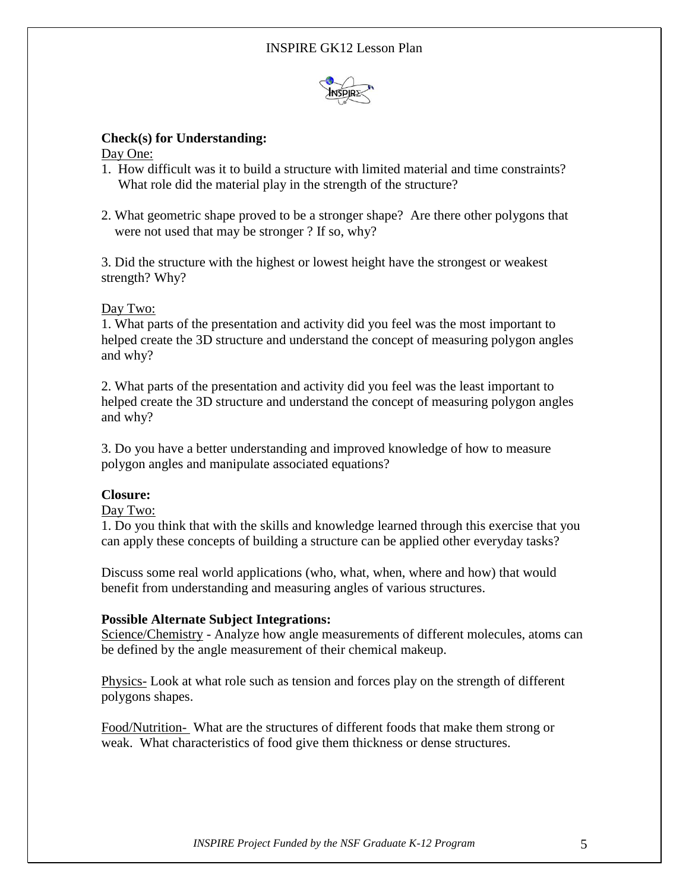**Check(s) for Understanding:**

Day One:

1. How difficult was it to build a structure with limited material and time constraints? What role did the material play in the strength of the structure?

2. What geometric shape proved to be a stronger shape? Are there other polygons that were not used that may be stronger ? If so, why?

3. Did the structure with the highest or lowest height have the strongest or weakest strength? Why?

Day Two:

1. What parts of the presentation and activity did you feel was the most important to helped create the 3D structure and understand the concept of measuring polygon angles and why?

2. What parts of the presentation and activity did you feel was the least important to helped create the 3D structure and understand the concept of measuring polygon angles and why?

3. Do you have a better understanding and improved knowledge of how to measure polygon angles and manipulate associated equations?

**Closure:**

Day Two:

1. Do you think that with the skills and knowledge learned through this exercise that you can apply these concepts of building a structure can be applied other everyday tasks?

Discuss some real world applications (who, what, when, where and how) that would benefit from understanding and measuring angles of various structures.

**Possible Alternate Subject Integrations:**

Science/Chemistry - Analyze how angle measurements of different molecules, atoms can be defined by the angle measurement of their chemical makeup.

Physics- Look at what role such as tension and forces play on the strength of different polygons shapes.

Food/Nutrition- What are the structures of different foods that make them strong or weak. What characteristics of food give them thickness or dense structures.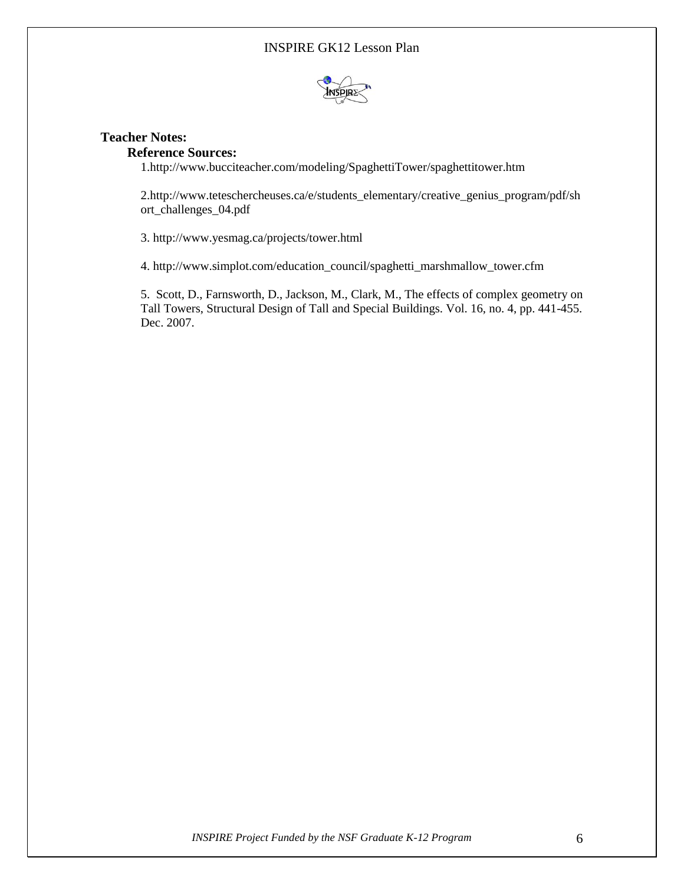**Teacher Notes:**

**Reference Sources:**

1.http://www.bucciteacher.com/modeling/SpaghettiTower/spaghettitower.htm

2.http://www.teteschercheuses.ca/e/students_elementary/creative_genius_program/pdf/short_challenges_04.pdf

3. http://www.yesmag.ca/projects/tower.html

4. http://www.simplot.com/education_council/spaghetti_marshmallow_tower.cfm

5. Scott, D., Farnsworth, D., Jackson, M., Clark, M., The effects of complex geometry on Tall Towers, Structural Design of Tall and Special Buildings. Vol. 16, no. 4, pp. 441-455. Dec. 2007.